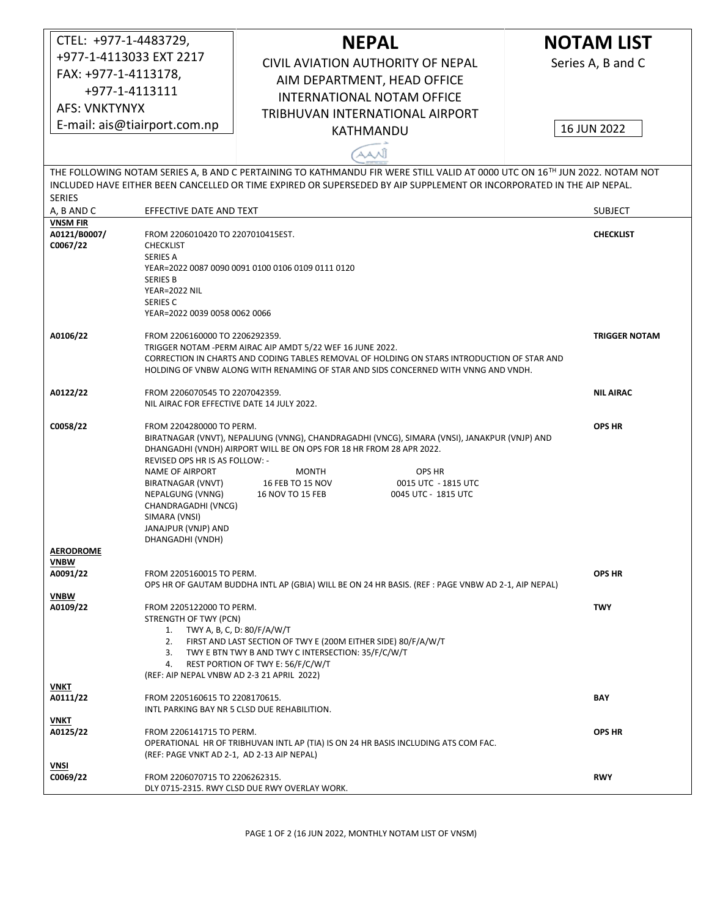CTEL: +977-1-4483729,
+977-1-4113033 EXT 2217
FAX: +977-1-4113178,
+977-1-4113111
AFS: VNKTYNYX
E-mail: ais@tiairport.com.np

# NEPAL

CIVIL AVIATION AUTHORITY OF NEPAL
AIM DEPARTMENT, HEAD OFFICE
INTERNATIONAL NOTAM OFFICE
TRIBHUVAN INTERNATIONAL AIRPORT
KATHMANDU

# NOTAM LIST

Series A, B and C

16 JUN 2022

THE FOLLOWING NOTAM SERIES A, B AND C PERTAINING TO KATHMANDU FIR WERE STILL VALID AT 0000 UTC ON 16TH JUN 2022. NOTAM NOT INCLUDED HAVE EITHER BEEN CANCELLED OR TIME EXPIRED OR SUPERSEDED BY AIP SUPPLEMENT OR INCORPORATED IN THE AIP NEPAL.

| SERIES A, B AND C | EFFECTIVE DATE AND TEXT | SUBJECT |
|---|---|---|
| **VNSM FIR** | | |
| **A0121/B0007/ C0067/22** | FROM 2206010420 TO 2207010415EST.<br>CHECKLIST<br>SERIES A<br>YEAR=2022 0087 0090 0091 0100 0106 0109 0111 0120<br>SERIES B<br>YEAR=2022 NIL<br>SERIES C<br>YEAR=2022 0039 0058 0062 0066 | **CHECKLIST** |
| **A0106/22** | FROM 2206160000 TO 2206292359.<br>TRIGGER NOTAM -PERM AIRAC AIP AMDT 5/22 WEF 16 JUNE 2022.<br>CORRECTION IN CHARTS AND CODING TABLES REMOVAL OF HOLDING ON STARS INTRODUCTION OF STAR AND HOLDING OF VNBW ALONG WITH RENAMING OF STAR AND SIDS CONCERNED WITH VNNG AND VNDH. | **TRIGGER NOTAM** |
| **A0122/22** | FROM 2206070545 TO 2207042359.<br>NIL AIRAC FOR EFFECTIVE DATE 14 JULY 2022. | **NIL AIRAC** |
| **C0058/22** | FROM 2204280000 TO PERM.<br>BIRATNAGAR (VNVT), NEPALJUNG (VNNG), CHANDRAGADHI (VNCG), SIMARA (VNSI), JANAKPUR (VNJP) AND DHANGADHI (VNDH) AIRPORT WILL BE ON OPS FOR 18 HR FROM 28 APR 2022.<br>REVISED OPS HR IS AS FOLLOW: -<br>NAME OF AIRPORT / MONTH / OPS HR<br>BIRATNAGAR (VNVT) / 16 FEB TO 15 NOV / 0015 UTC - 1815 UTC<br>NEPALGUNG (VNNG) / 16 NOV TO 15 FEB / 0045 UTC - 1815 UTC<br>CHANDRAGADHI (VNCG)<br>SIMARA (VNSI)<br>JANAJPUR (VNJP) AND<br>DHANGADHI (VNDH) | **OPS HR** |
| **AERODROME** | | |
| **VNBW** | | |
| **A0091/22** | FROM 2205160015 TO PERM.<br>OPS HR OF GAUTAM BUDDHA INTL AP (GBIA) WILL BE ON 24 HR BASIS. (REF : PAGE VNBW AD 2-1, AIP NEPAL) | **OPS HR** |
| **VNBW** | | |
| **A0109/22** | FROM 2205122000 TO PERM.<br>STRENGTH OF TWY (PCN)<br>1. TWY A, B, C, D: 80/F/A/W/T<br>2. FIRST AND LAST SECTION OF TWY E (200M EITHER SIDE) 80/F/A/W/T<br>3. TWY E BTN TWY B AND TWY C INTERSECTION: 35/F/C/W/T<br>4. REST PORTION OF TWY E: 56/F/C/W/T<br>(REF: AIP NEPAL VNBW AD 2-3 21 APRIL 2022) | **TWY** |
| **VNKT** | | |
| **A0111/22** | FROM 2205160615 TO 2208170615.<br>INTL PARKING BAY NR 5 CLSD DUE REHABILITION. | **BAY** |
| **VNKT** | | |
| **A0125/22** | FROM 2206141715 TO PERM.<br>OPERATIONAL HR OF TRIBHUVAN INTL AP (TIA) IS ON 24 HR BASIS INCLUDING ATS COM FAC.<br>(REF: PAGE VNKT AD 2-1, AD 2-13 AIP NEPAL) | **OPS HR** |
| **VNSI** | | |
| **C0069/22** | FROM 2206070715 TO 2206262315.<br>DLY 0715-2315. RWY CLSD DUE RWY OVERLAY WORK. | **RWY** |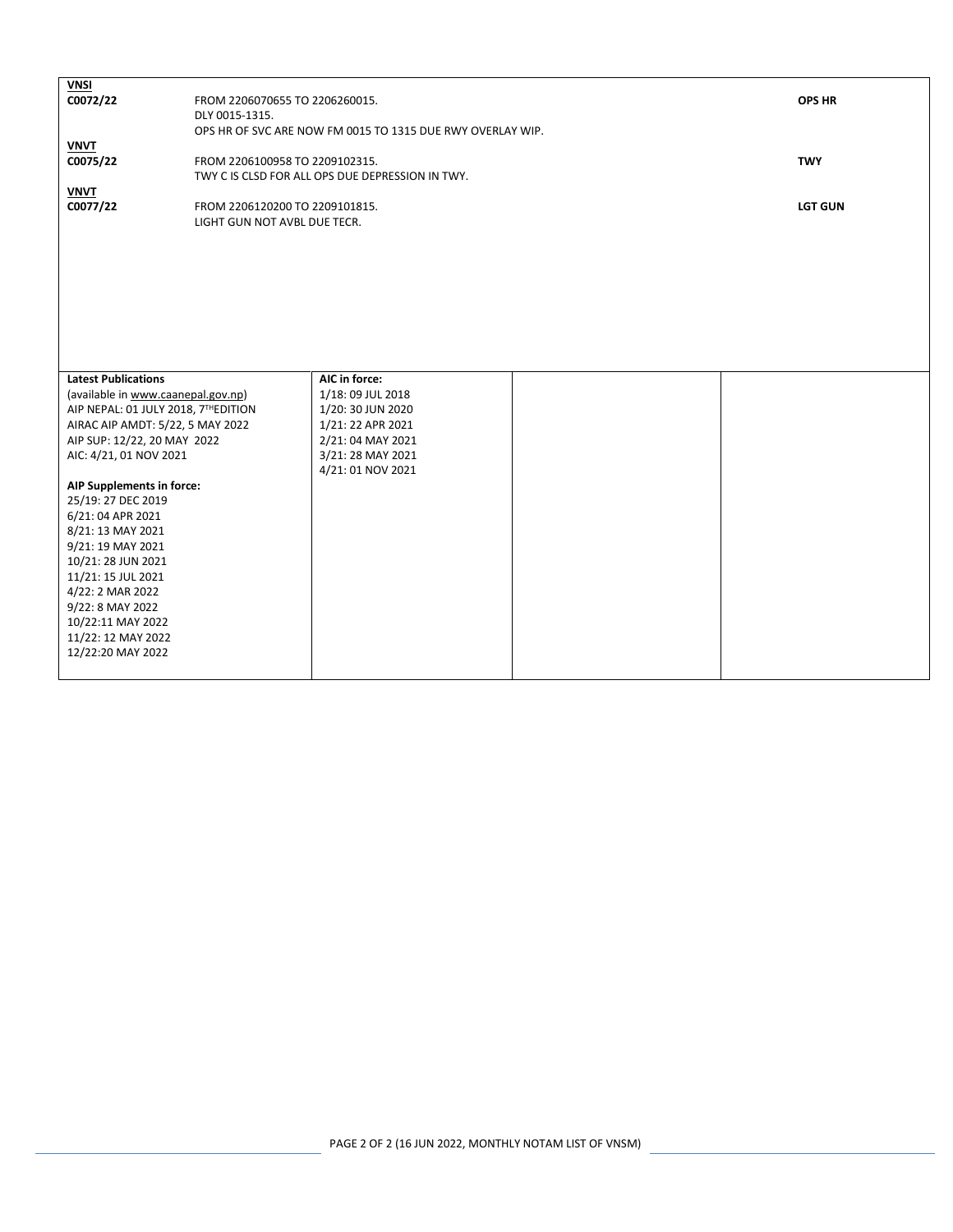**VNSI**

**C0072/22** FROM 2206070655 TO 2206260015.
DLY 0015-1315.
OPS HR OF SVC ARE NOW FM 0015 TO 1315 DUE RWY OVERLAY WIP. **OPS HR**

**VNVT**

**C0075/22** FROM 2206100958 TO 2209102315.
TWY C IS CLSD FOR ALL OPS DUE DEPRESSION IN TWY. **TWY**

**VNVT**

**C0077/22** FROM 2206120200 TO 2209101815.
LIGHT GUN NOT AVBL DUE TECR. **LGT GUN**

| | | | |
|---|---|---|---|
| **Latest Publications**<br>(available in www.caanepal.gov.np)<br>AIP NEPAL: 01 JULY 2018, 7TH EDITION<br>AIRAC AIP AMDT: 5/22, 5 MAY 2022<br>AIP SUP: 12/22, 20 MAY 2022<br>AIC: 4/21, 01 NOV 2021<br><br>**AIP Supplements in force:**<br>25/19: 27 DEC 2019<br>6/21: 04 APR 2021<br>8/21: 13 MAY 2021<br>9/21: 19 MAY 2021<br>10/21: 28 JUN 2021<br>11/21: 15 JUL 2021<br>4/22: 2 MAR 2022<br>9/22: 8 MAY 2022<br>10/22:11 MAY 2022<br>11/22: 12 MAY 2022<br>12/22:20 MAY 2022 | **AIC in force:**<br>1/18: 09 JUL 2018<br>1/20: 30 JUN 2020<br>1/21: 22 APR 2021<br>2/21: 04 MAY 2021<br>3/21: 28 MAY 2021<br>4/21: 01 NOV 2021 | | |